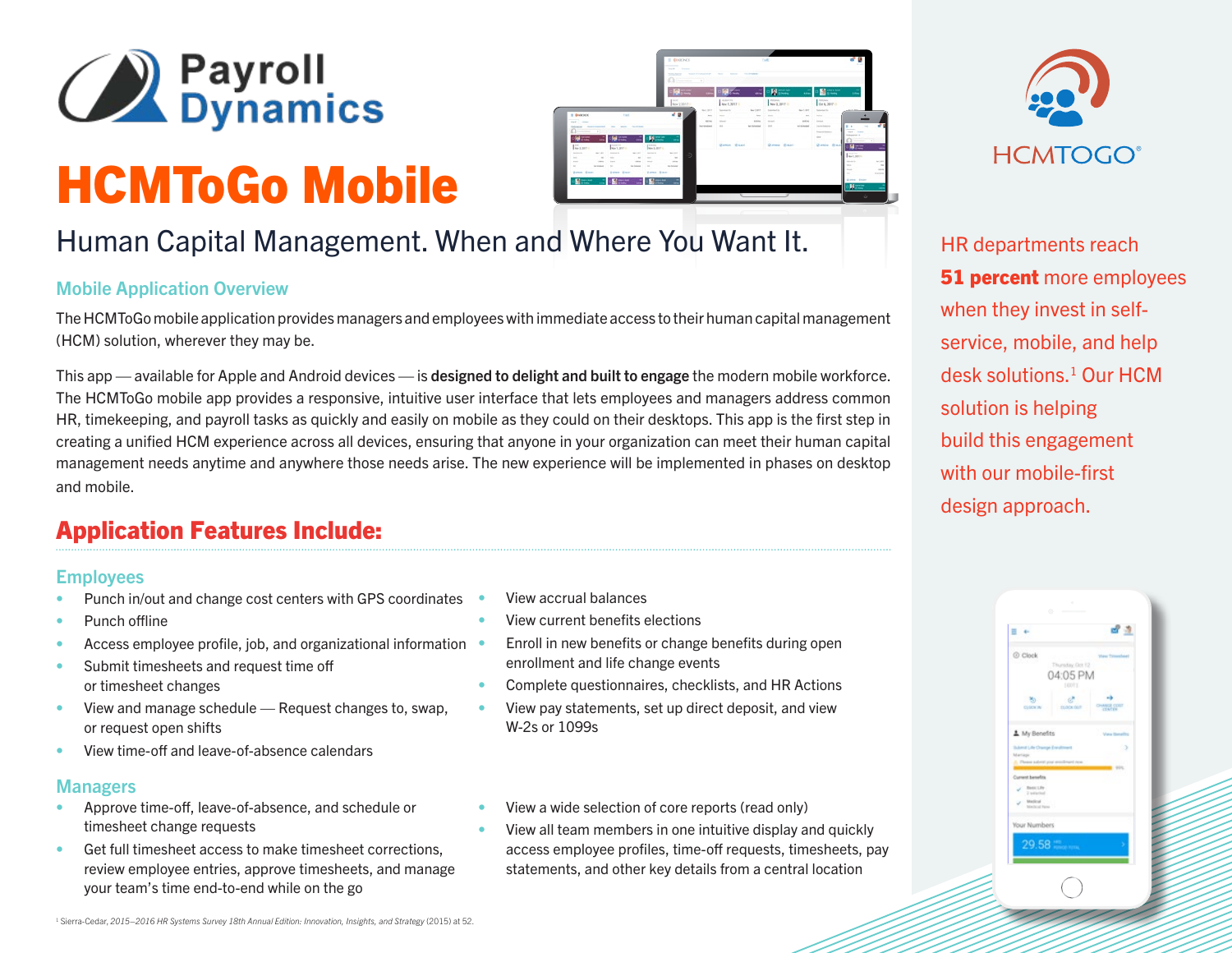# HCMToGo Mobile

## Human Capital Management. When and Where You Want It.

### Mobile Application Overview

The HCMToGo mobile application provides managers and employees with immediate access to their human capital management (HCM) solution, wherever they may be.

This app — available for Apple and Android devices — is **designed to delight and built to engage** the modern mobile workforce. The HCMToGo mobile app provides a responsive, intuitive user interface that lets employees and managers address common HR, timekeeping, and payroll tasks as quickly and easily on mobile as they could on their desktops. This app is the first step in creating a unified HCM experience across all devices, ensuring that anyone in your organization can meet their human capital management needs anytime and anywhere those needs arise. The new experience will be implemented in phases on desktop and mobile.

## Application Features Include:

### Employees

- Punch in/out and change cost centers with GPS coordinates
- Punch offline
- Access employee profile, job, and organizational information
- Submit timesheets and request time off or timesheet changes
- View and manage schedule — Request changes to, swap, or request open shifts
- View time-off and leave-of-absence calendars
- View accrual balances
- View current benefits elections
- Enroll in new benefits or change benefits during open enrollment and life change events
- Complete questionnaires, checklists, and HR Actions
- View pay statements, set up direct deposit, and view W-2s or 1099s

### Managers

- Approve time-off, leave-of-absence, and schedule or timesheet change requests
- Get full timesheet access to make timesheet corrections, review employee entries, approve timesheets, and manage your team's time end-to-end while on the go
- View a wide selection of core reports (read only)
- View all team members in one intuitive display and quickly access employee profiles, time-off requests, timesheets, pay statements, and other key details from a central location

HR departments reach **51 percent** more employees when they invest in self-service, mobile, and help desk solutions.[1] Our HCM solution is helping build this engagement with our mobile-first design approach.

[1] Sierra-Cedar, *2015–2016 HR Systems Survey 18th Annual Edition: Innovation, Insights, and Strategy* (2015) at 52.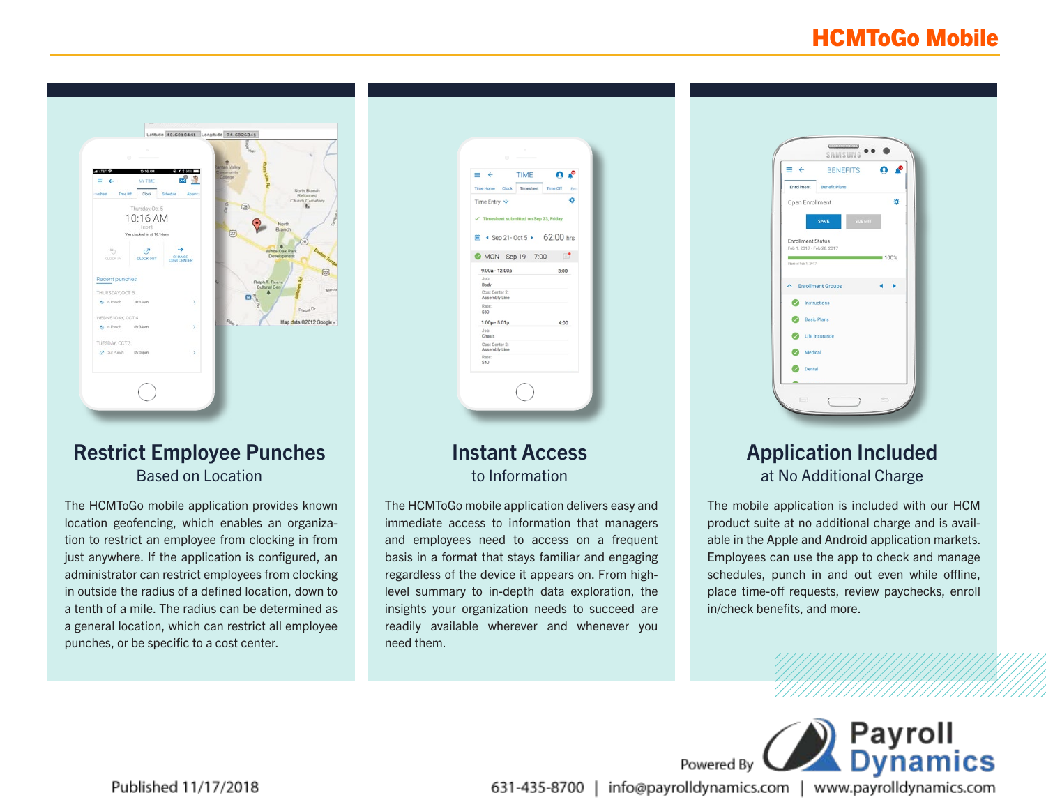# HCMToGo Mobile

## Restrict Employee Punches

Based on Location

The HCMToGo mobile application provides known location geofencing, which enables an organization to restrict an employee from clocking in from just anywhere. If the application is configured, an administrator can restrict employees from clocking in outside the radius of a defined location, down to a tenth of a mile. The radius can be determined as a general location, which can restrict all employee punches, or be specific to a cost center.

## Instant Access

to Information

The HCMToGo mobile application delivers easy and immediate access to information that managers and employees need to access on a frequent basis in a format that stays familiar and engaging regardless of the device it appears on. From high-level summary to in-depth data exploration, the insights your organization needs to succeed are readily available wherever and whenever you need them.

## Application Included

at No Additional Charge

The mobile application is included with our HCM product suite at no additional charge and is available in the Apple and Android application markets. Employees can use the app to check and manage schedules, punch in and out even while offline, place time-off requests, review paychecks, enroll in/check benefits, and more.

Powered By Payroll Dynamics

Published 11/17/2018

631-435-8700 | info@payrolldynamics.com | www.payrolldynamics.com